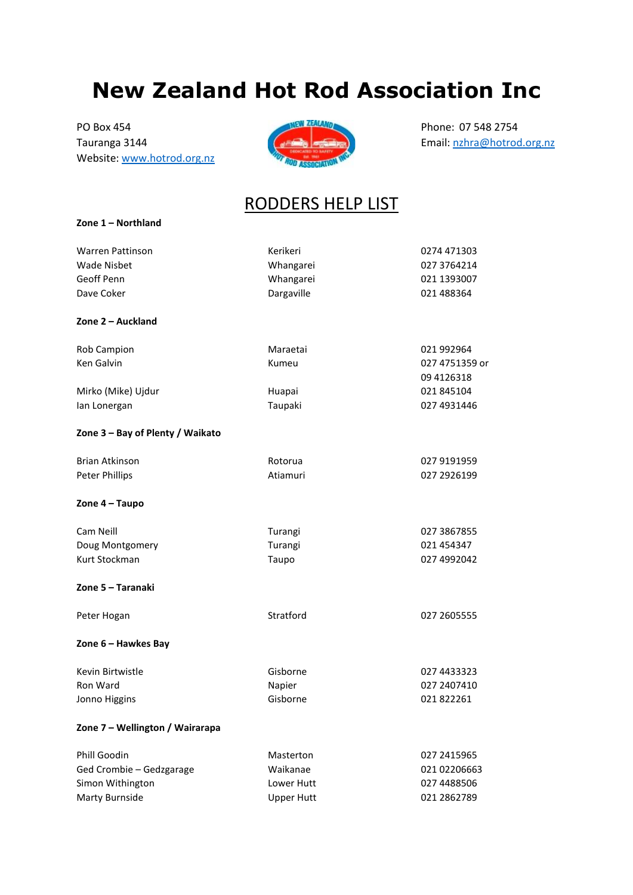# New Zealand Hot Rod Association Inc

PO Box 454
Tauranga 3144
Website: [www.hotrod.org.nz](http://www.hotrod.org.nz)

Phone: 07 548 2754
Email: [nzhra@hotrod.org.nz](mailto:nzhra@hotrod.org.nz)

## RODDERS HELP LIST

**Zone 1 – Northland**

| | | |
|---|---|---|
| Warren Pattinson | Kerikeri | 0274 471303 |
| Wade Nisbet | Whangarei | 027 3764214 |
| Geoff Penn | Whangarei | 021 1393007 |
| Dave Coker | Dargaville | 021 488364 |

**Zone 2 – Auckland**

| | | |
|---|---|---|
| Rob Campion | Maraetai | 021 992964 |
| Ken Galvin | Kumeu | 027 4751359 or 09 4126318 |
| Mirko (Mike) Ujdur | Huapai | 021 845104 |
| Ian Lonergan | Taupaki | 027 4931446 |

**Zone 3 – Bay of Plenty / Waikato**

| | | |
|---|---|---|
| Brian Atkinson | Rotorua | 027 9191959 |
| Peter Phillips | Atiamuri | 027 2926199 |

**Zone 4 – Taupo**

| | | |
|---|---|---|
| Cam Neill | Turangi | 027 3867855 |
| Doug Montgomery | Turangi | 021 454347 |
| Kurt Stockman | Taupo | 027 4992042 |

**Zone 5 – Taranaki**

| | | |
|---|---|---|
| Peter Hogan | Stratford | 027 2605555 |

**Zone 6 – Hawkes Bay**

| | | |
|---|---|---|
| Kevin Birtwistle | Gisborne | 027 4433323 |
| Ron Ward | Napier | 027 2407410 |
| Jonno Higgins | Gisborne | 021 822261 |

**Zone 7 – Wellington / Wairarapa**

| | | |
|---|---|---|
| Phill Goodin | Masterton | 027 2415965 |
| Ged Crombie – Gedzgarage | Waikanae | 021 02206663 |
| Simon Withington | Lower Hutt | 027 4488506 |
| Marty Burnside | Upper Hutt | 021 2862789 |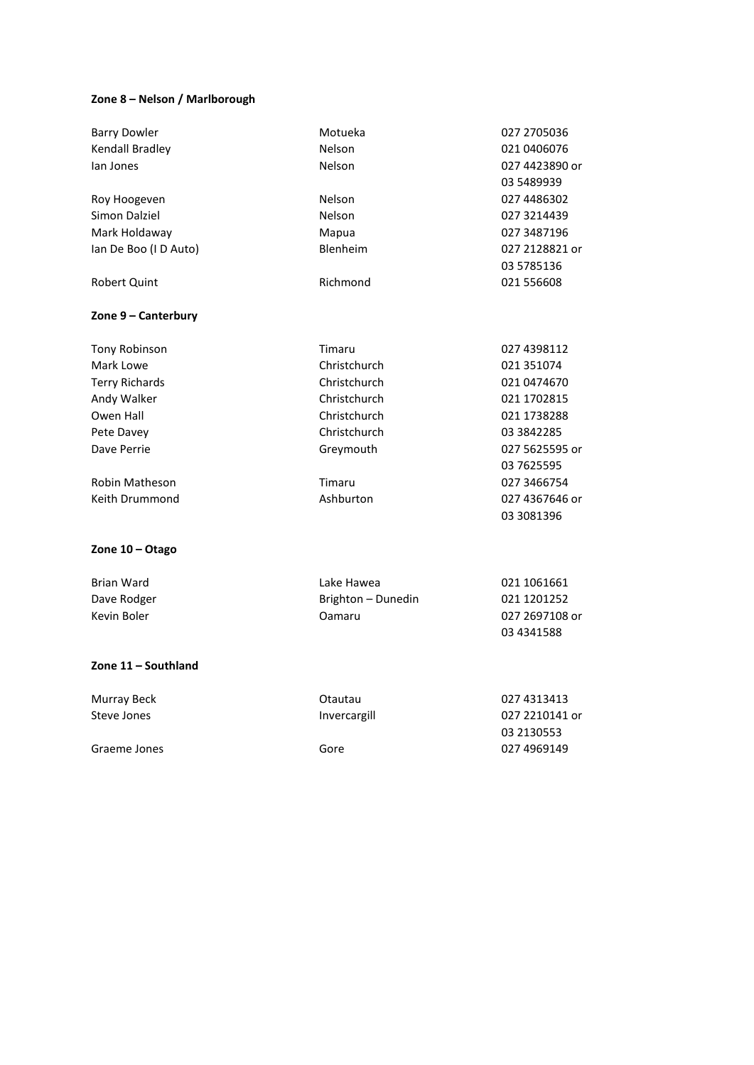**Zone 8 – Nelson / Marlborough**

| | | |
|---|---|---|
| Barry Dowler | Motueka | 027 2705036 |
| Kendall Bradley | Nelson | 021 0406076 |
| Ian Jones | Nelson | 027 4423890 or 03 5489939 |
| Roy Hoogeven | Nelson | 027 4486302 |
| Simon Dalziel | Nelson | 027 3214439 |
| Mark Holdaway | Mapua | 027 3487196 |
| Ian De Boo (I D Auto) | Blenheim | 027 2128821 or 03 5785136 |
| Robert Quint | Richmond | 021 556608 |

**Zone 9 – Canterbury**

| | | |
|---|---|---|
| Tony Robinson | Timaru | 027 4398112 |
| Mark Lowe | Christchurch | 021 351074 |
| Terry Richards | Christchurch | 021 0474670 |
| Andy Walker | Christchurch | 021 1702815 |
| Owen Hall | Christchurch | 021 1738288 |
| Pete Davey | Christchurch | 03 3842285 |
| Dave Perrie | Greymouth | 027 5625595 or 03 7625595 |
| Robin Matheson | Timaru | 027 3466754 |
| Keith Drummond | Ashburton | 027 4367646 or 03 3081396 |

**Zone 10 – Otago**

| | | |
|---|---|---|
| Brian Ward | Lake Hawea | 021 1061661 |
| Dave Rodger | Brighton – Dunedin | 021 1201252 |
| Kevin Boler | Oamaru | 027 2697108 or 03 4341588 |

**Zone 11 – Southland**

| | | |
|---|---|---|
| Murray Beck | Otautau | 027 4313413 |
| Steve Jones | Invercargill | 027 2210141 or 03 2130553 |
| Graeme Jones | Gore | 027 4969149 |